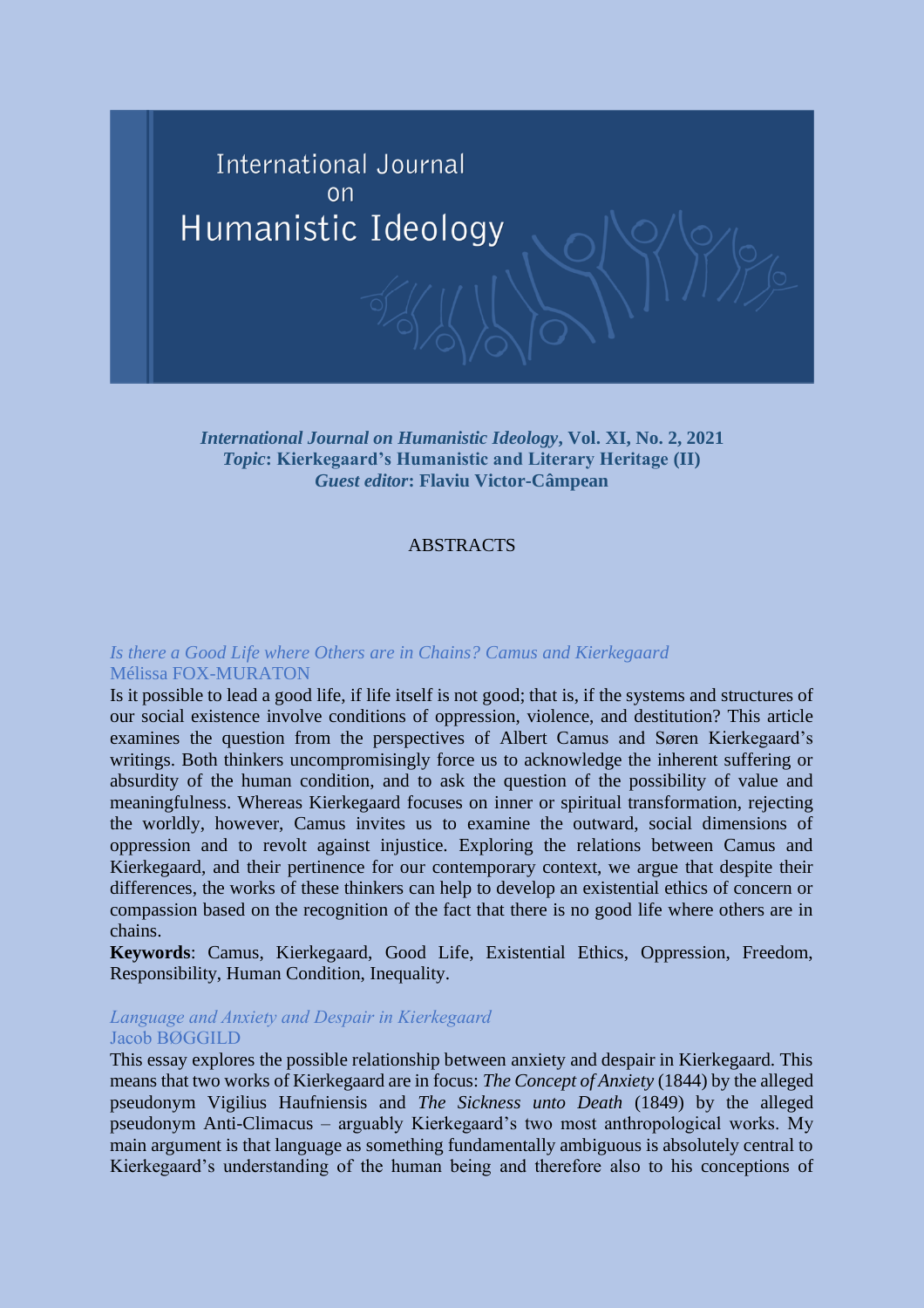# International Journal on Humanistic Ideology

***International Journal on Humanistic Ideology*, Vol. XI, No. 2, 2021**
***Topic*: Kierkegaard's Humanistic and Literary Heritage (II)**
***Guest editor*: Flaviu Victor-Câmpean**

## ABSTRACTS

### *Is there a Good Life where Others are in Chains? Camus and Kierkegaard*
Mélissa FOX-MURATON

Is it possible to lead a good life, if life itself is not good; that is, if the systems and structures of our social existence involve conditions of oppression, violence, and destitution? This article examines the question from the perspectives of Albert Camus and Søren Kierkegaard's writings. Both thinkers uncompromisingly force us to acknowledge the inherent suffering or absurdity of the human condition, and to ask the question of the possibility of value and meaningfulness. Whereas Kierkegaard focuses on inner or spiritual transformation, rejecting the worldly, however, Camus invites us to examine the outward, social dimensions of oppression and to revolt against injustice. Exploring the relations between Camus and Kierkegaard, and their pertinence for our contemporary context, we argue that despite their differences, the works of these thinkers can help to develop an existential ethics of concern or compassion based on the recognition of the fact that there is no good life where others are in chains.

**Keywords**: Camus, Kierkegaard, Good Life, Existential Ethics, Oppression, Freedom, Responsibility, Human Condition, Inequality.

### *Language and Anxiety and Despair in Kierkegaard*
Jacob BØGGILD

This essay explores the possible relationship between anxiety and despair in Kierkegaard. This means that two works of Kierkegaard are in focus: *The Concept of Anxiety* (1844) by the alleged pseudonym Vigilius Haufniensis and *The Sickness unto Death* (1849) by the alleged pseudonym Anti-Climacus – arguably Kierkegaard's two most anthropological works. My main argument is that language as something fundamentally ambiguous is absolutely central to Kierkegaard's understanding of the human being and therefore also to his conceptions of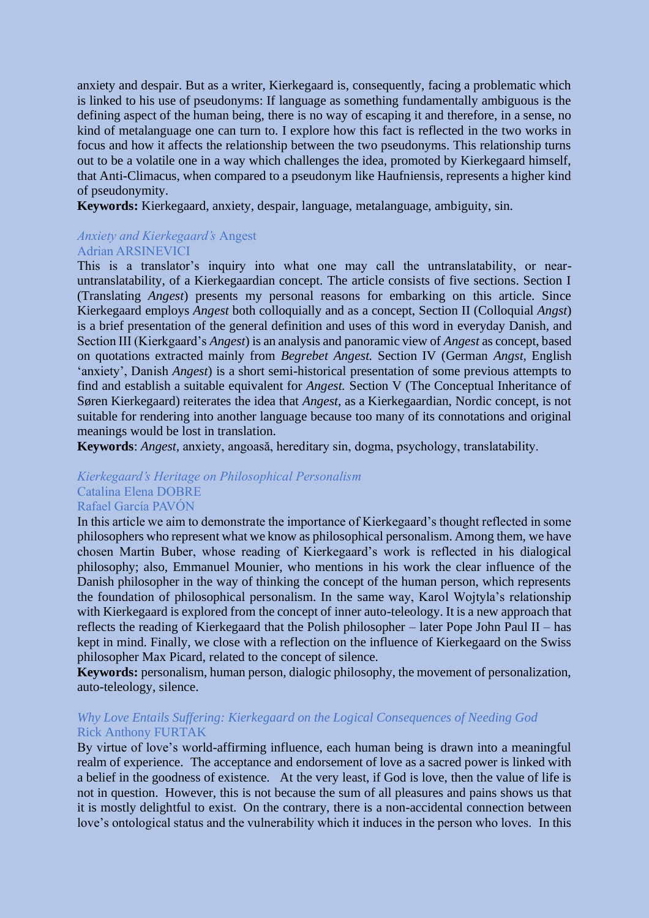anxiety and despair. But as a writer, Kierkegaard is, consequently, facing a problematic which is linked to his use of pseudonyms: If language as something fundamentally ambiguous is the defining aspect of the human being, there is no way of escaping it and therefore, in a sense, no kind of metalanguage one can turn to. I explore how this fact is reflected in the two works in focus and how it affects the relationship between the two pseudonyms. This relationship turns out to be a volatile one in a way which challenges the idea, promoted by Kierkegaard himself, that Anti-Climacus, when compared to a pseudonym like Haufniensis, represents a higher kind of pseudonymity.

**Keywords:** Kierkegaard, anxiety, despair, language, metalanguage, ambiguity, sin.

### *Anxiety and Kierkegaard's* Angest

Adrian ARSINEVICI

This is a translator's inquiry into what one may call the untranslatability, or near-untranslatability, of a Kierkegaardian concept. The article consists of five sections. Section I (Translating *Angest*) presents my personal reasons for embarking on this article. Since Kierkegaard employs *Angest* both colloquially and as a concept, Section II (Colloquial *Angst*) is a brief presentation of the general definition and uses of this word in everyday Danish, and Section III (Kierkgaard's *Angest*) is an analysis and panoramic view of *Angest* as concept, based on quotations extracted mainly from *Begrebet Angest.* Section IV (German *Angst*, English 'anxiety', Danish *Angest*) is a short semi-historical presentation of some previous attempts to find and establish a suitable equivalent for *Angest.* Section V (The Conceptual Inheritance of Søren Kierkegaard) reiterates the idea that *Angest*, as a Kierkegaardian, Nordic concept, is not suitable for rendering into another language because too many of its connotations and original meanings would be lost in translation.

**Keywords**: *Angest*, anxiety, angoasă, hereditary sin, dogma, psychology, translatability.

### *Kierkegaard's Heritage on Philosophical Personalism*

Catalina Elena DOBRE

Rafael García PAVÓN

In this article we aim to demonstrate the importance of Kierkegaard's thought reflected in some philosophers who represent what we know as philosophical personalism. Among them, we have chosen Martin Buber, whose reading of Kierkegaard's work is reflected in his dialogical philosophy; also, Emmanuel Mounier, who mentions in his work the clear influence of the Danish philosopher in the way of thinking the concept of the human person, which represents the foundation of philosophical personalism. In the same way, Karol Wojtyla's relationship with Kierkegaard is explored from the concept of inner auto-teleology. It is a new approach that reflects the reading of Kierkegaard that the Polish philosopher – later Pope John Paul II – has kept in mind. Finally, we close with a reflection on the influence of Kierkegaard on the Swiss philosopher Max Picard, related to the concept of silence.

**Keywords:** personalism, human person, dialogic philosophy, the movement of personalization, auto-teleology, silence.

### *Why Love Entails Suffering: Kierkegaard on the Logical Consequences of Needing God*

Rick Anthony FURTAK

By virtue of love's world-affirming influence, each human being is drawn into a meaningful realm of experience. The acceptance and endorsement of love as a sacred power is linked with a belief in the goodness of existence. At the very least, if God is love, then the value of life is not in question. However, this is not because the sum of all pleasures and pains shows us that it is mostly delightful to exist. On the contrary, there is a non-accidental connection between love's ontological status and the vulnerability which it induces in the person who loves. In this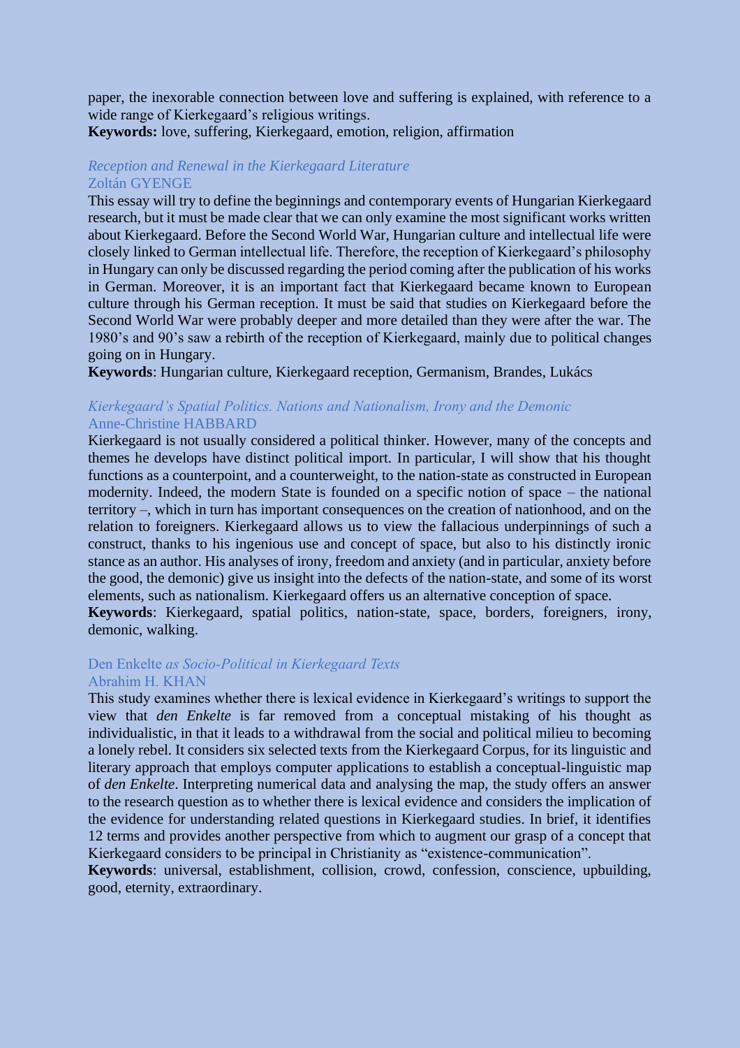paper, the inexorable connection between love and suffering is explained, with reference to a wide range of Kierkegaard's religious writings.

**Keywords:** love, suffering, Kierkegaard, emotion, religion, affirmation

### *Reception and Renewal in the Kierkegaard Literature*

Zoltán GYENGE

This essay will try to define the beginnings and contemporary events of Hungarian Kierkegaard research, but it must be made clear that we can only examine the most significant works written about Kierkegaard. Before the Second World War, Hungarian culture and intellectual life were closely linked to German intellectual life. Therefore, the reception of Kierkegaard's philosophy in Hungary can only be discussed regarding the period coming after the publication of his works in German. Moreover, it is an important fact that Kierkegaard became known to European culture through his German reception. It must be said that studies on Kierkegaard before the Second World War were probably deeper and more detailed than they were after the war. The 1980's and 90's saw a rebirth of the reception of Kierkegaard, mainly due to political changes going on in Hungary.

**Keywords**: Hungarian culture, Kierkegaard reception, Germanism, Brandes, Lukács

### *Kierkegaard's Spatial Politics. Nations and Nationalism, Irony and the Demonic*

Anne-Christine HABBARD

Kierkegaard is not usually considered a political thinker. However, many of the concepts and themes he develops have distinct political import. In particular, I will show that his thought functions as a counterpoint, and a counterweight, to the nation-state as constructed in European modernity. Indeed, the modern State is founded on a specific notion of space – the national territory –, which in turn has important consequences on the creation of nationhood, and on the relation to foreigners. Kierkegaard allows us to view the fallacious underpinnings of such a construct, thanks to his ingenious use and concept of space, but also to his distinctly ironic stance as an author. His analyses of irony, freedom and anxiety (and in particular, anxiety before the good, the demonic) give us insight into the defects of the nation-state, and some of its worst elements, such as nationalism. Kierkegaard offers us an alternative conception of space.

**Keywords**: Kierkegaard, spatial politics, nation-state, space, borders, foreigners, irony, demonic, walking.

### Den Enkelte *as Socio-Political in Kierkegaard Texts*

Abrahim H. KHAN

This study examines whether there is lexical evidence in Kierkegaard's writings to support the view that *den Enkelte* is far removed from a conceptual mistaking of his thought as individualistic, in that it leads to a withdrawal from the social and political milieu to becoming a lonely rebel. It considers six selected texts from the Kierkegaard Corpus, for its linguistic and literary approach that employs computer applications to establish a conceptual-linguistic map of *den Enkelte*. Interpreting numerical data and analysing the map, the study offers an answer to the research question as to whether there is lexical evidence and considers the implication of the evidence for understanding related questions in Kierkegaard studies. In brief, it identifies 12 terms and provides another perspective from which to augment our grasp of a concept that Kierkegaard considers to be principal in Christianity as "existence-communication".

**Keywords**: universal, establishment, collision, crowd, confession, conscience, upbuilding, good, eternity, extraordinary.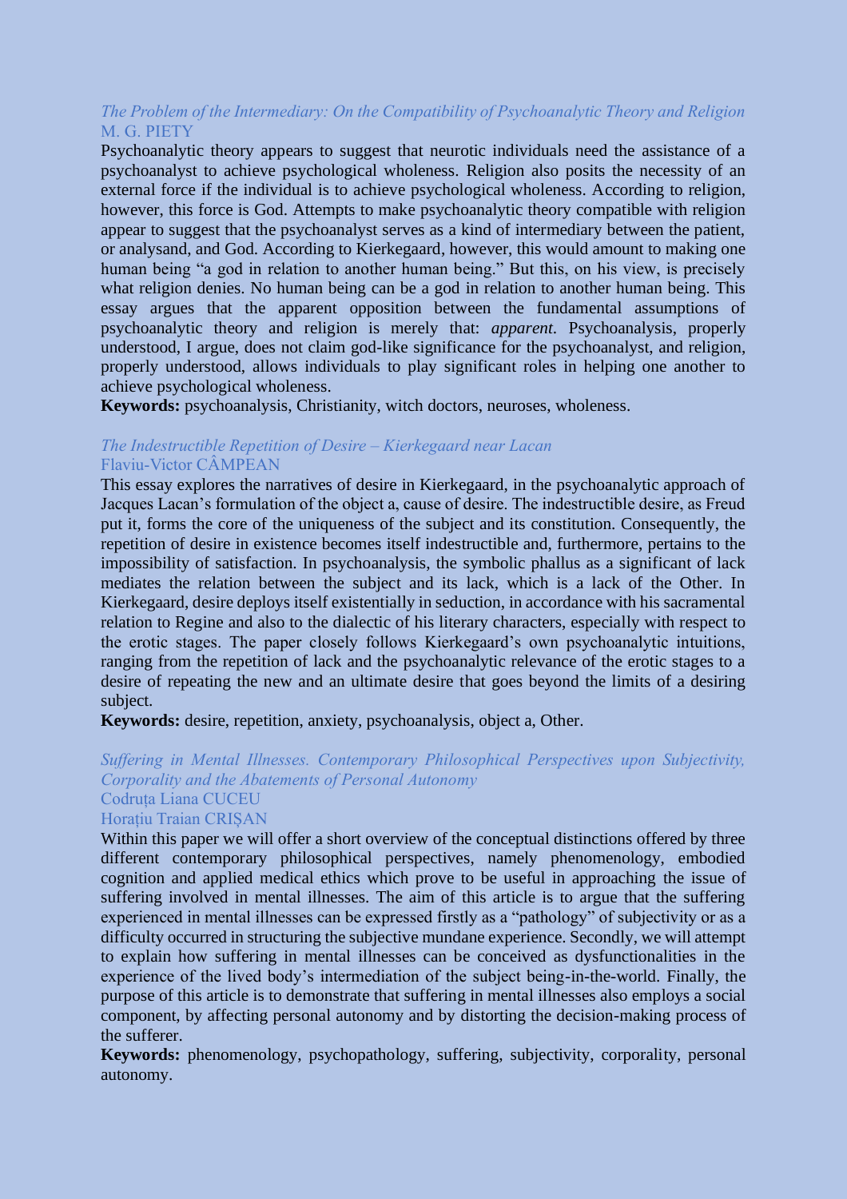*The Problem of the Intermediary: On the Compatibility of Psychoanalytic Theory and Religion*
M. G. PIETY

Psychoanalytic theory appears to suggest that neurotic individuals need the assistance of a psychoanalyst to achieve psychological wholeness. Religion also posits the necessity of an external force if the individual is to achieve psychological wholeness. According to religion, however, this force is God. Attempts to make psychoanalytic theory compatible with religion appear to suggest that the psychoanalyst serves as a kind of intermediary between the patient, or analysand, and God. According to Kierkegaard, however, this would amount to making one human being "a god in relation to another human being." But this, on his view, is precisely what religion denies. No human being can be a god in relation to another human being. This essay argues that the apparent opposition between the fundamental assumptions of psychoanalytic theory and religion is merely that: *apparent*. Psychoanalysis, properly understood, I argue, does not claim god-like significance for the psychoanalyst, and religion, properly understood, allows individuals to play significant roles in helping one another to achieve psychological wholeness.

**Keywords:** psychoanalysis, Christianity, witch doctors, neuroses, wholeness.

*The Indestructible Repetition of Desire – Kierkegaard near Lacan*
Flaviu-Victor CÂMPEAN

This essay explores the narratives of desire in Kierkegaard, in the psychoanalytic approach of Jacques Lacan's formulation of the object a, cause of desire. The indestructible desire, as Freud put it, forms the core of the uniqueness of the subject and its constitution. Consequently, the repetition of desire in existence becomes itself indestructible and, furthermore, pertains to the impossibility of satisfaction. In psychoanalysis, the symbolic phallus as a significant of lack mediates the relation between the subject and its lack, which is a lack of the Other. In Kierkegaard, desire deploys itself existentially in seduction, in accordance with his sacramental relation to Regine and also to the dialectic of his literary characters, especially with respect to the erotic stages. The paper closely follows Kierkegaard's own psychoanalytic intuitions, ranging from the repetition of lack and the psychoanalytic relevance of the erotic stages to a desire of repeating the new and an ultimate desire that goes beyond the limits of a desiring subject.

**Keywords:** desire, repetition, anxiety, psychoanalysis, object a, Other.

*Suffering in Mental Illnesses. Contemporary Philosophical Perspectives upon Subjectivity, Corporality and the Abatements of Personal Autonomy*
Codruța Liana CUCEU
Horațiu Traian CRIȘAN

Within this paper we will offer a short overview of the conceptual distinctions offered by three different contemporary philosophical perspectives, namely phenomenology, embodied cognition and applied medical ethics which prove to be useful in approaching the issue of suffering involved in mental illnesses. The aim of this article is to argue that the suffering experienced in mental illnesses can be expressed firstly as a "pathology" of subjectivity or as a difficulty occurred in structuring the subjective mundane experience. Secondly, we will attempt to explain how suffering in mental illnesses can be conceived as dysfunctionalities in the experience of the lived body's intermediation of the subject being-in-the-world. Finally, the purpose of this article is to demonstrate that suffering in mental illnesses also employs a social component, by affecting personal autonomy and by distorting the decision-making process of the sufferer.

**Keywords:** phenomenology, psychopathology, suffering, subjectivity, corporality, personal autonomy.